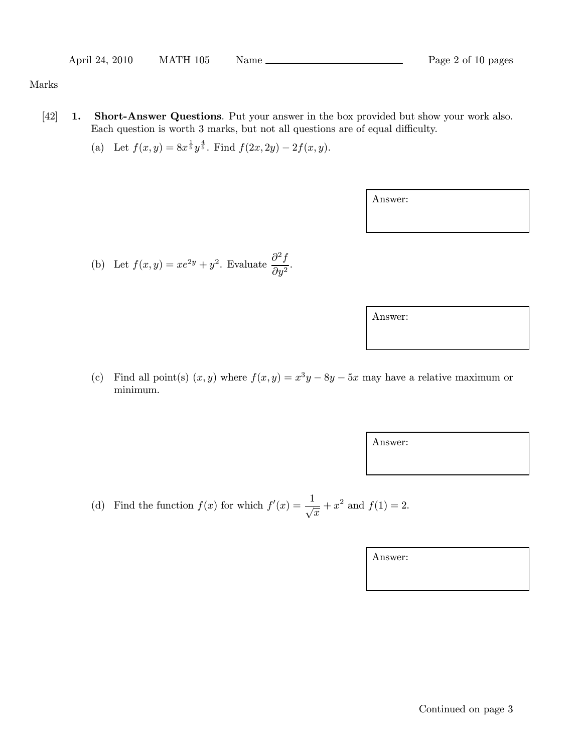Marks

[42] **1. Short-Answer Questions**. Put your answer in the box provided but show your work also. Each question is worth 3 marks, but not all questions are of equal difficulty.

(a) Let $f(x, y) = 8x^{\frac{1}{5}}y^{\frac{4}{5}}$. Find $f(2x, 2y) - 2f(x, y)$.

Answer:

(b) Let $f(x, y) = xe^{2y} + y^2$. Evaluate $\dfrac{\partial^2 f}{\partial y^2}$.

Answer:

(c) Find all point(s) $(x, y)$ where $f(x, y) = x^3y - 8y - 5x$ may have a relative maximum or minimum.

Answer:

(d) Find the function $f(x)$ for which $f'(x) = \dfrac{1}{\sqrt{x}} + x^2$ and $f(1) = 2$.

Answer: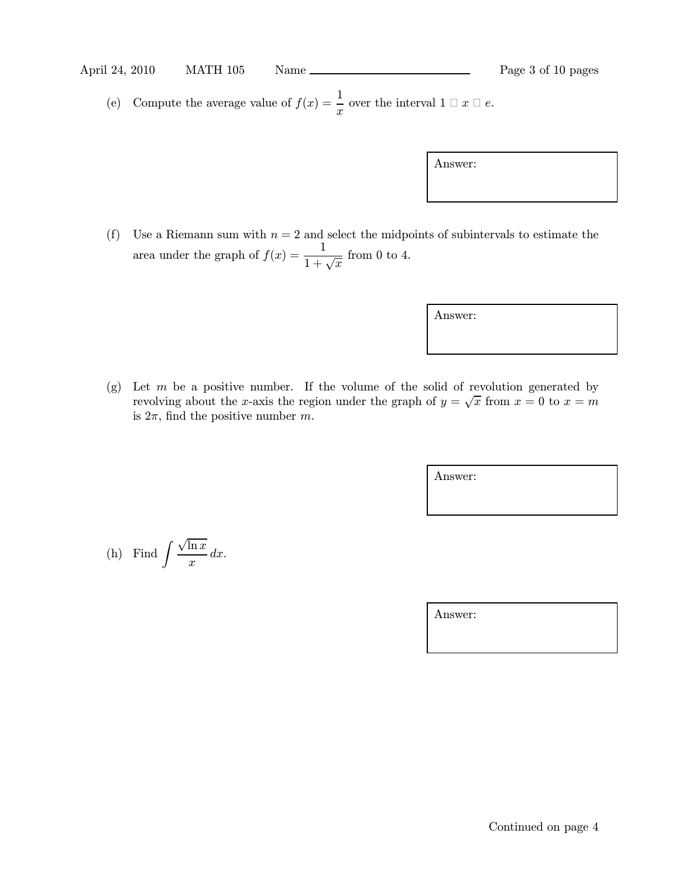(e) Compute the average value of $f(x) = \dfrac{1}{x}$ over the interval $1 \leq x \leq e$.

Answer:

(f) Use a Riemann sum with $n = 2$ and select the midpoints of subintervals to estimate the area under the graph of $f(x) = \dfrac{1}{1 + \sqrt{x}}$ from 0 to 4.

Answer:

(g) Let $m$ be a positive number. If the volume of the solid of revolution generated by revolving about the $x$-axis the region under the graph of $y = \sqrt{x}$ from $x = 0$ to $x = m$ is $2\pi$, find the positive number $m$.

Answer:

(h) Find $\displaystyle\int \frac{\sqrt{\ln x}}{x}\, dx$.

Answer:

Continued on page 4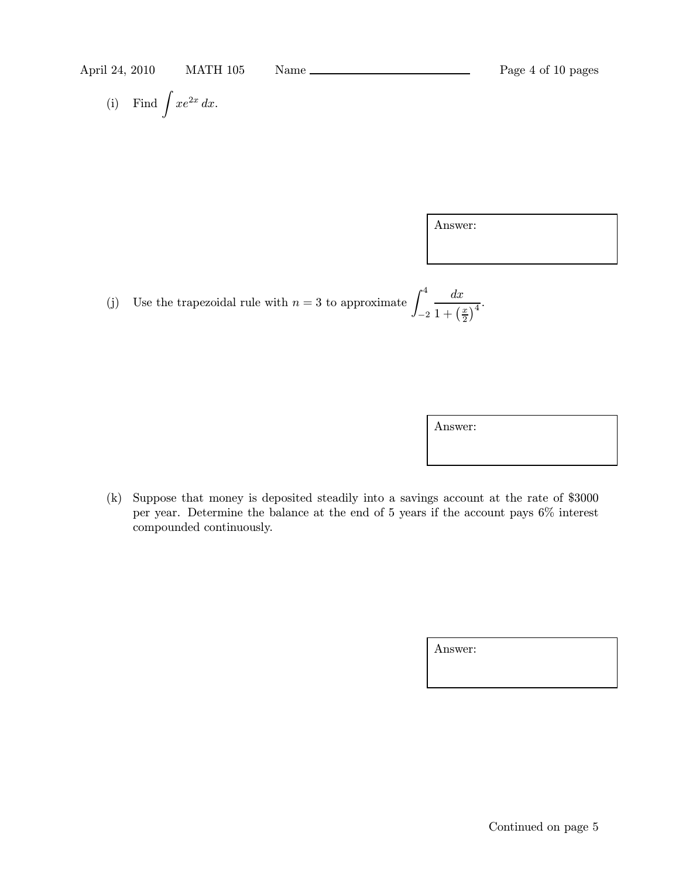(i) Find $\int xe^{2x}\, dx$.

Answer:

(j) Use the trapezoidal rule with $n = 3$ to approximate $\displaystyle\int_{-2}^{4} \frac{dx}{1 + \left(\frac{x}{2}\right)^4}$.

Answer:

(k) Suppose that money is deposited steadily into a savings account at the rate of \$3000 per year. Determine the balance at the end of 5 years if the account pays 6% interest compounded continuously.

Answer:

Continued on page 5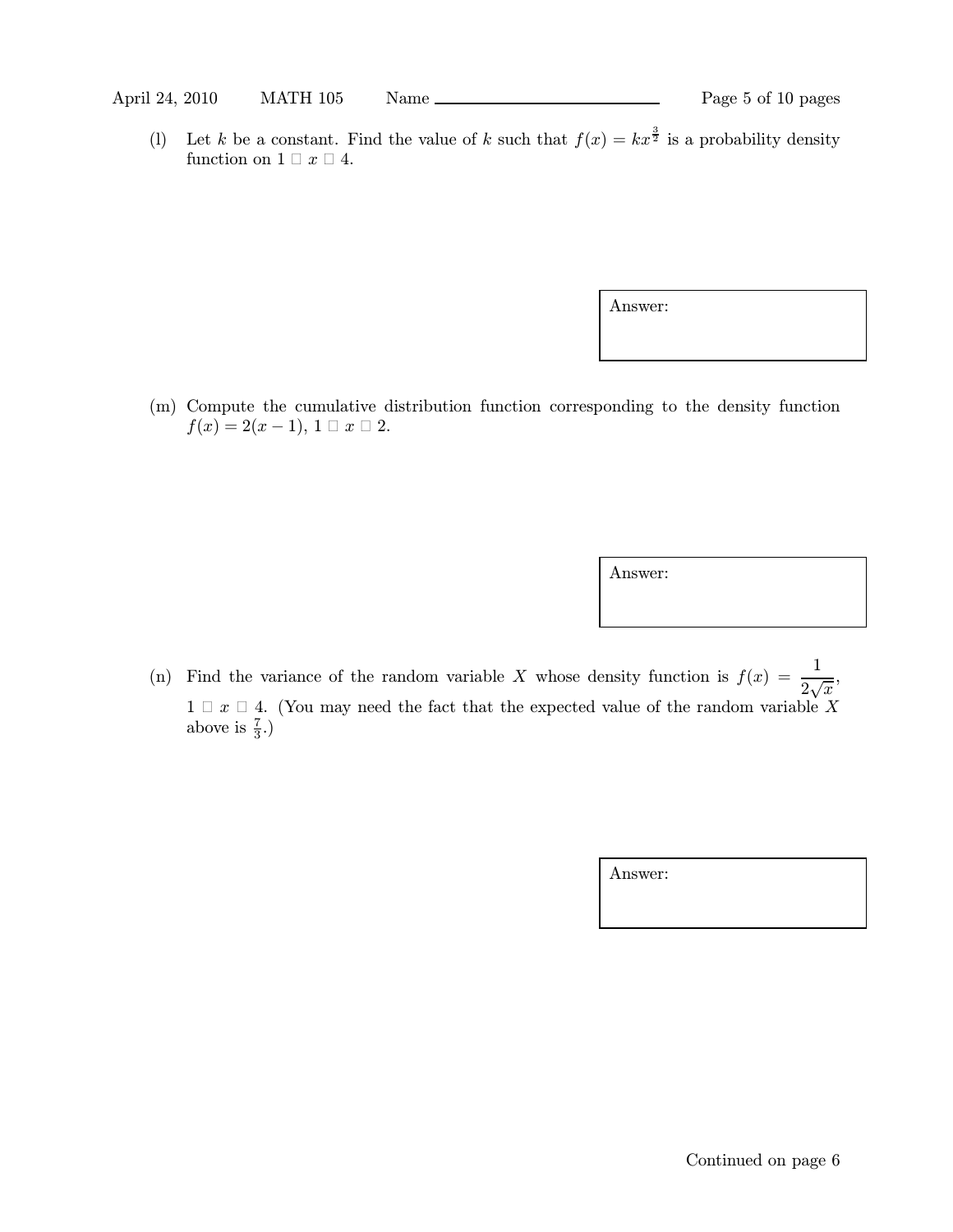(l) Let $k$ be a constant. Find the value of $k$ such that $f(x) = kx^{\frac{3}{2}}$ is a probability density function on $1 \leq x \leq 4$.

Answer:

(m) Compute the cumulative distribution function corresponding to the density function $f(x) = 2(x-1)$, $1 \leq x \leq 2$.

Answer:

(n) Find the variance of the random variable $X$ whose density function is $f(x) = \dfrac{1}{2\sqrt{x}}$, $1 \leq x \leq 4$. (You may need the fact that the expected value of the random variable $X$ above is $\frac{7}{3}$.)

Answer:

Continued on page 6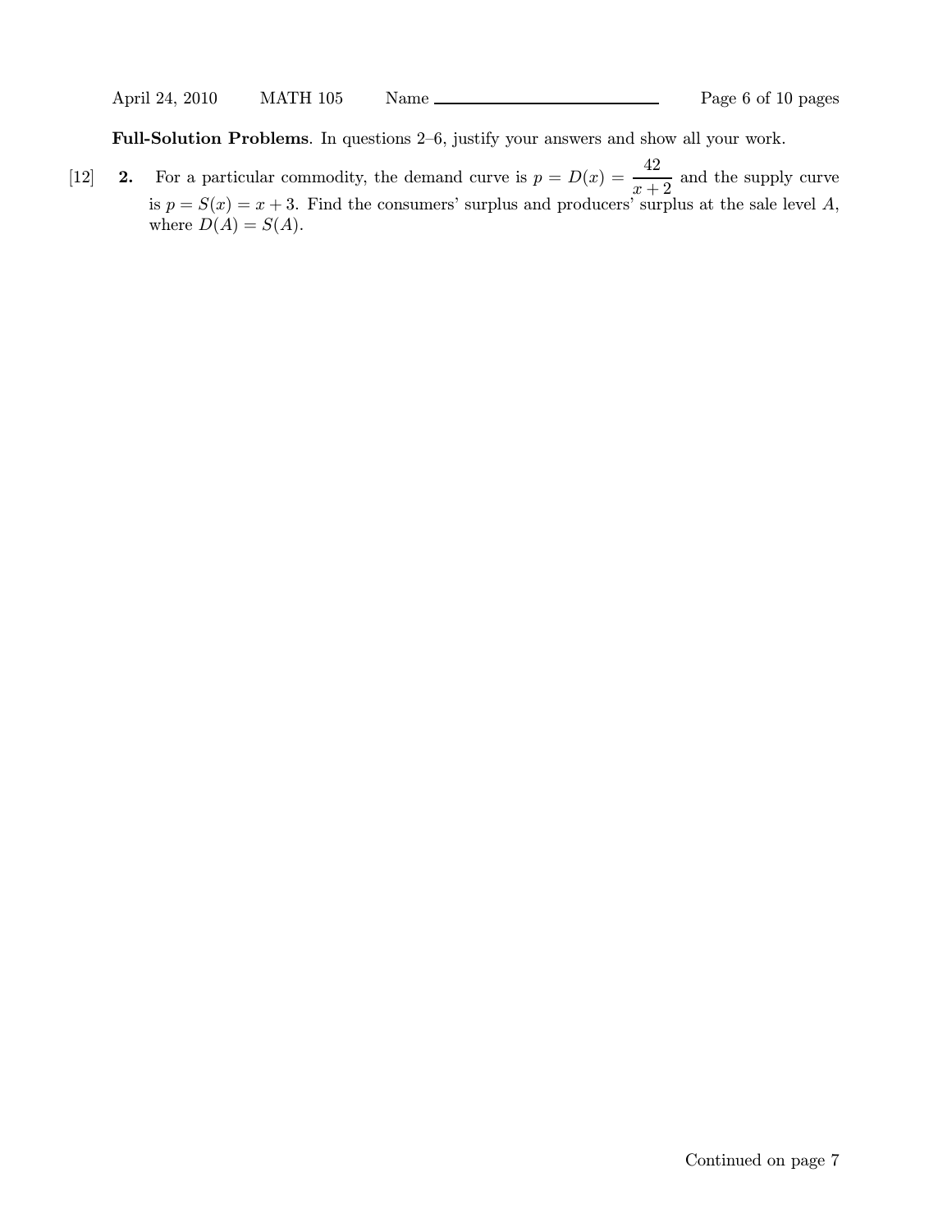**Full-Solution Problems**. In questions 2–6, justify your answers and show all your work.

[12] **2.** For a particular commodity, the demand curve is $p = D(x) = \dfrac{42}{x+2}$ and the supply curve is $p = S(x) = x + 3$. Find the consumers' surplus and producers' surplus at the sale level $A$, where $D(A) = S(A)$.

Continued on page 7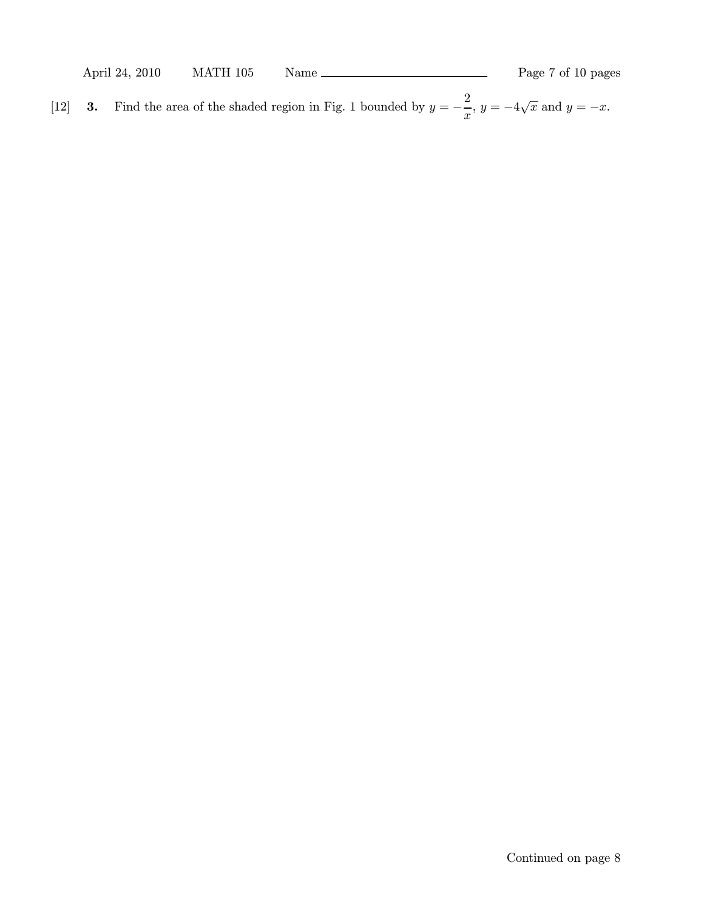[12] **3.** Find the area of the shaded region in Fig. 1 bounded by $y = -\dfrac{2}{x}$, $y = -4\sqrt{x}$ and $y = -x$.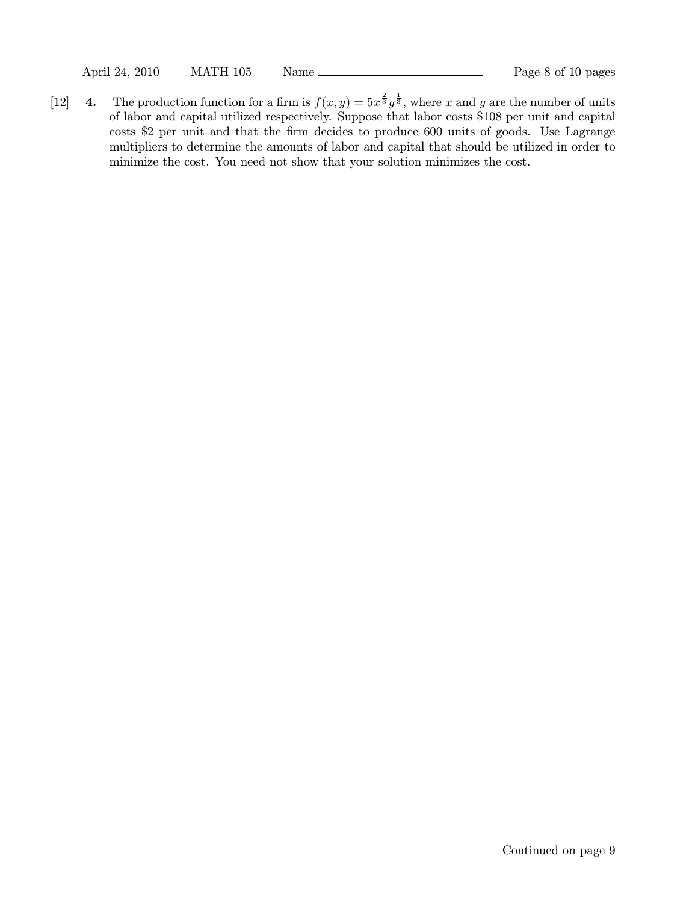[12] **4.** The production function for a firm is $f(x, y) = 5x^{\frac{2}{3}}y^{\frac{1}{3}}$, where $x$ and $y$ are the number of units of labor and capital utilized respectively. Suppose that labor costs \$108 per unit and capital costs \$2 per unit and that the firm decides to produce 600 units of goods. Use Lagrange multipliers to determine the amounts of labor and capital that should be utilized in order to minimize the cost. You need not show that your solution minimizes the cost.

Continued on page 9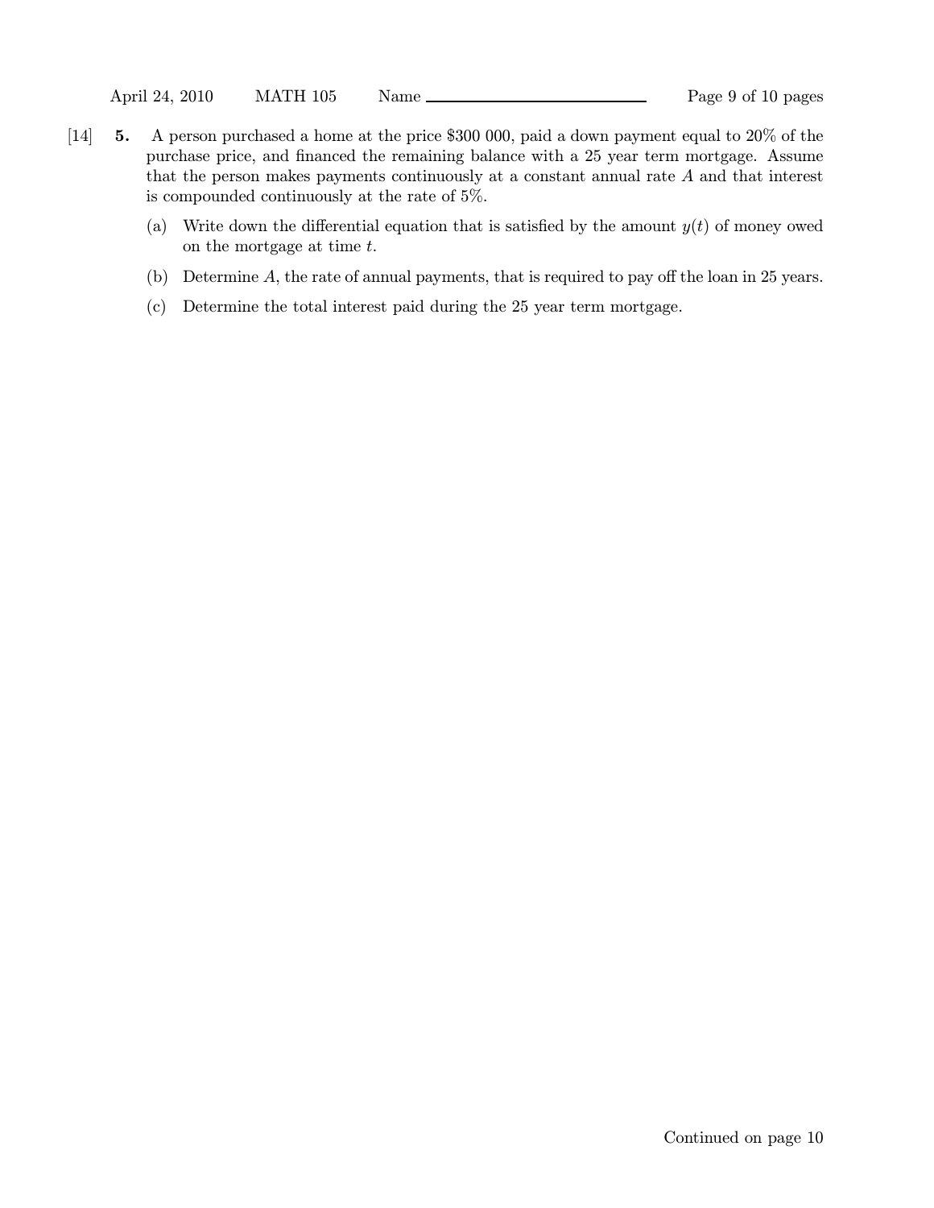[14] **5.** A person purchased a home at the price \$300 000, paid a down payment equal to 20% of the purchase price, and financed the remaining balance with a 25 year term mortgage. Assume that the person makes payments continuously at a constant annual rate $A$ and that interest is compounded continuously at the rate of 5%.

(a) Write down the differential equation that is satisfied by the amount $y(t)$ of money owed on the mortgage at time $t$.

(b) Determine $A$, the rate of annual payments, that is required to pay off the loan in 25 years.

(c) Determine the total interest paid during the 25 year term mortgage.

Continued on page 10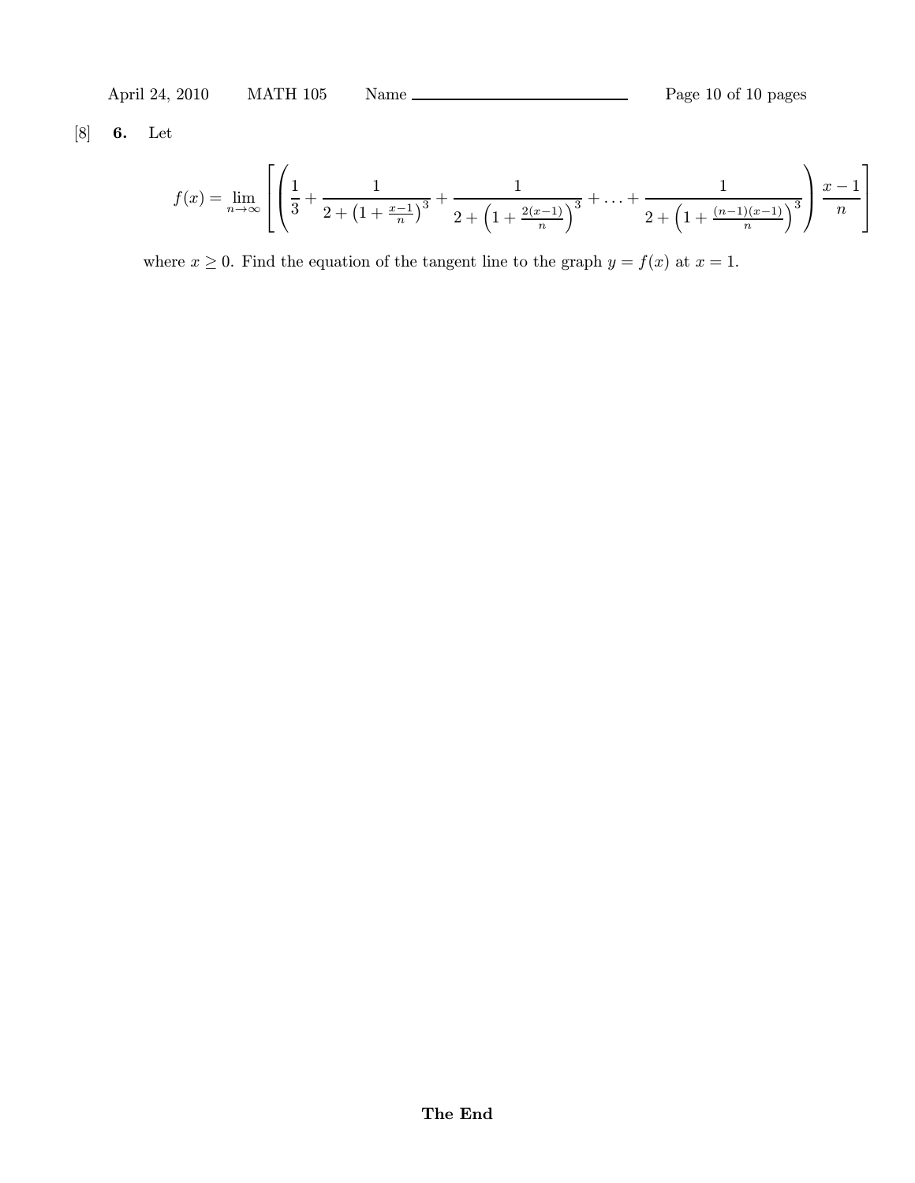[8] **6.** Let

$$f(x) = \lim_{n\to\infty} \left[ \left( \frac{1}{3} + \frac{1}{2 + \left(1 + \frac{x-1}{n}\right)^3} + \frac{1}{2 + \left(1 + \frac{2(x-1)}{n}\right)^3} + \ldots + \frac{1}{2 + \left(1 + \frac{(n-1)(x-1)}{n}\right)^3} \right) \frac{x-1}{n} \right]$$

where $x \geq 0$. Find the equation of the tangent line to the graph $y = f(x)$ at $x = 1$.

**The End**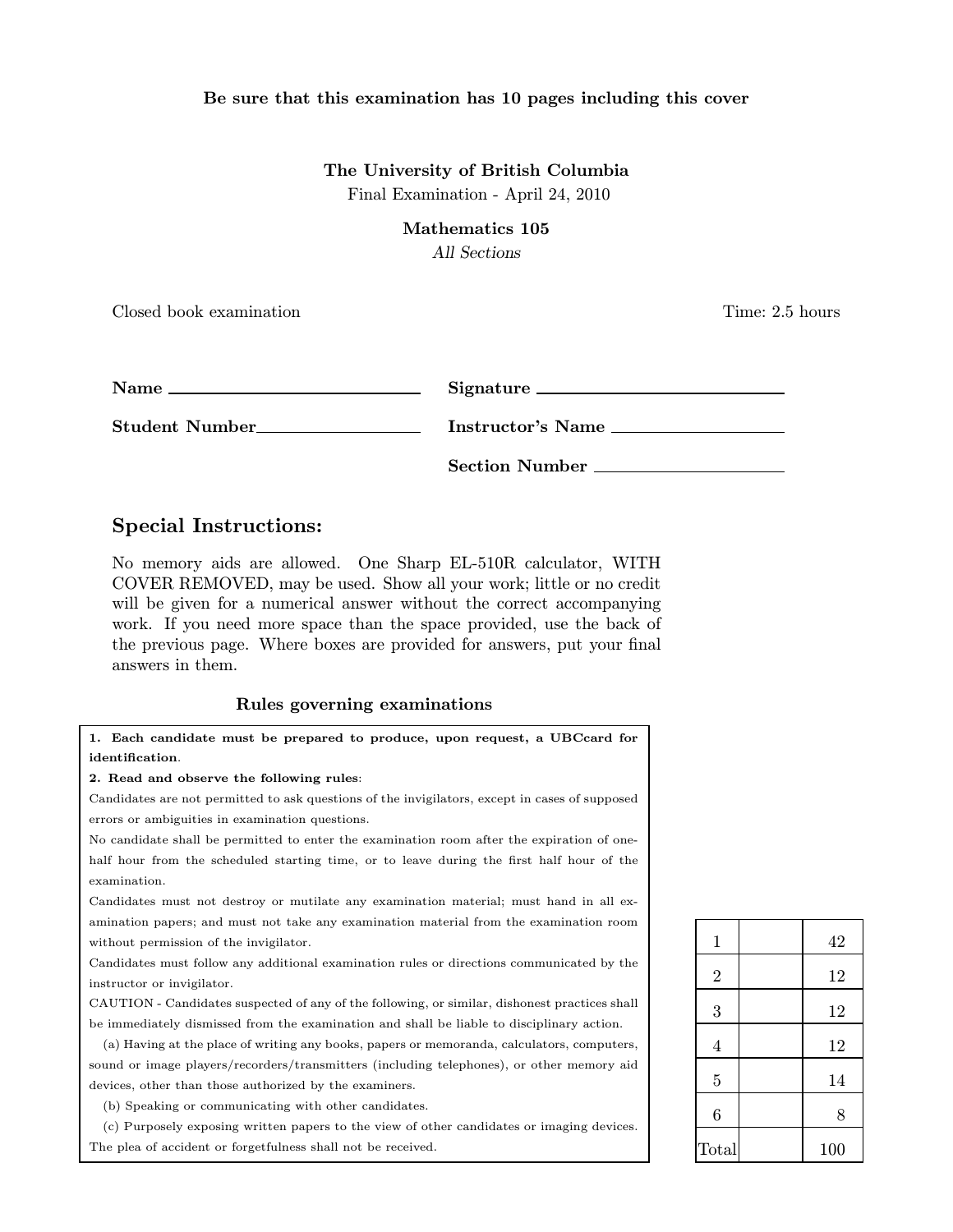**Be sure that this examination has 10 pages including this cover**

**The University of British Columbia**

Final Examination - April 24, 2010

**Mathematics 105**

*All Sections*

Closed book examination

Time: 2.5 hours

**Name** ______________________ **Signature** ______________________

**Student Number** ______________________ **Instructor's Name** ______________________

**Section Number** ______________________

## Special Instructions:

No memory aids are allowed. One Sharp EL-510R calculator, WITH COVER REMOVED, may be used. Show all your work; little or no credit will be given for a numerical answer without the correct accompanying work. If you need more space than the space provided, use the back of the previous page. Where boxes are provided for answers, put your final answers in them.

### Rules governing examinations

**1. Each candidate must be prepared to produce, upon request, a UBCcard for identification.**

**2. Read and observe the following rules:**

Candidates are not permitted to ask questions of the invigilators, except in cases of supposed errors or ambiguities in examination questions.

No candidate shall be permitted to enter the examination room after the expiration of one-half hour from the scheduled starting time, or to leave during the first half hour of the examination.

Candidates must not destroy or mutilate any examination material; must hand in all examination papers; and must not take any examination material from the examination room without permission of the invigilator.

Candidates must follow any additional examination rules or directions communicated by the instructor or invigilator.

CAUTION - Candidates suspected of any of the following, or similar, dishonest practices shall be immediately dismissed from the examination and shall be liable to disciplinary action.

(a) Having at the place of writing any books, papers or memoranda, calculators, computers, sound or image players/recorders/transmitters (including telephones), or other memory aid devices, other than those authorized by the examiners.

(b) Speaking or communicating with other candidates.

(c) Purposely exposing written papers to the view of other candidates or imaging devices. The plea of accident or forgetfulness shall not be received.

| | | |
|---|---|---|
| 1 | | 42 |
| 2 | | 12 |
| 3 | | 12 |
| 4 | | 12 |
| 5 | | 14 |
| 6 | | 8 |
| Total | | 100 |